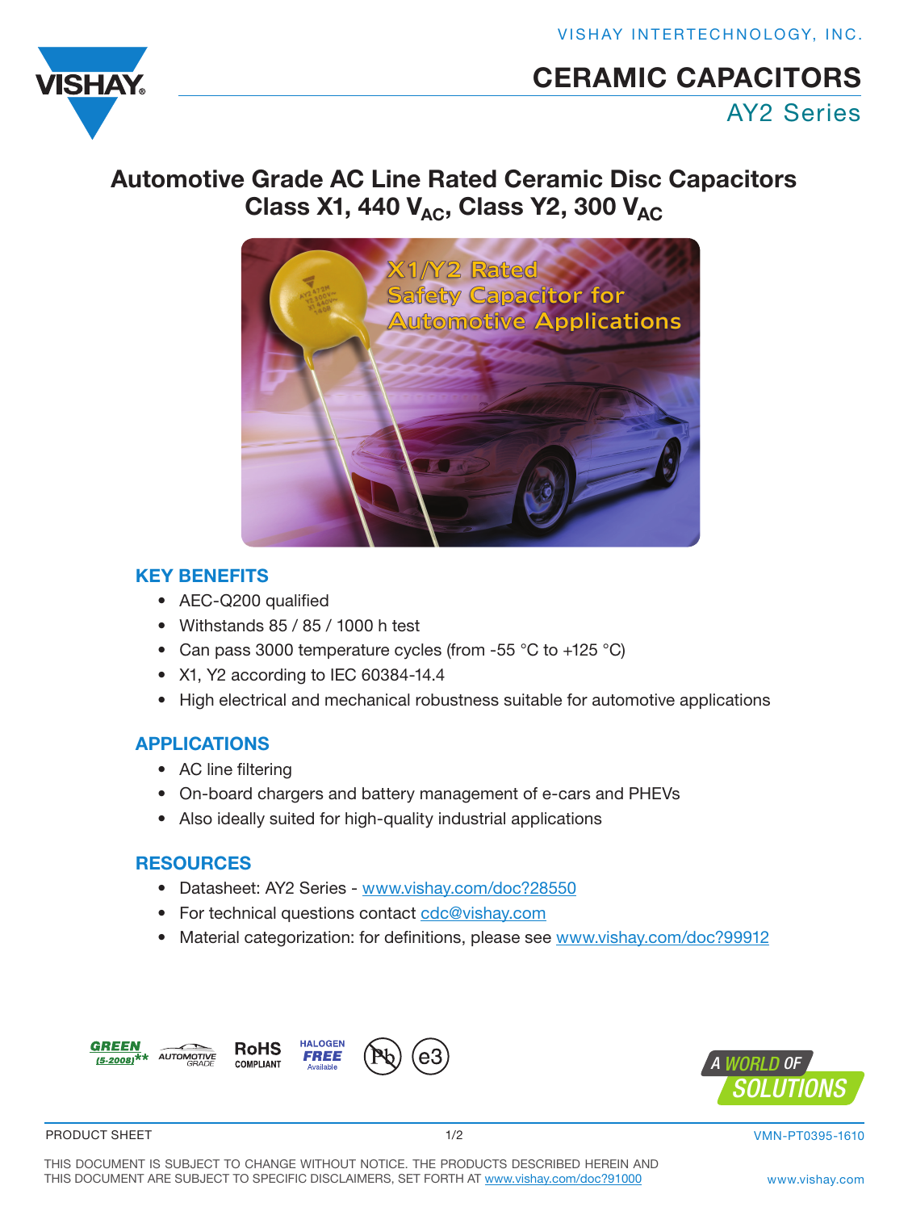VISHAY INTERTECHNOLOGY, INC.

# CERAMIC CAPACITORS

## AY2 Series

## Automotive Grade AC Line Rated Ceramic Disc Capacitors Class X1, 440 $V_{AC}$, Class Y2, 300 $V_{AC}$

### KEY BENEFITS

- AEC-Q200 qualified
- Withstands 85 / 85 / 1000 h test
- Can pass 3000 temperature cycles (from -55 °C to +125 °C)
- X1, Y2 according to IEC 60384-14.4
- High electrical and mechanical robustness suitable for automotive applications

### APPLICATIONS

- AC line filtering
- On-board chargers and battery management of e-cars and PHEVs
- Also ideally suited for high-quality industrial applications

### RESOURCES

- Datasheet: AY2 Series - www.vishay.com/doc?28550
- For technical questions contact cdc@vishay.com
- Material categorization: for definitions, please see www.vishay.com/doc?99912

GREEN (5-2008)** AUTOMOTIVE GRADE RoHS COMPLIANT HALOGEN FREE Available e3

A WORLD OF SOLUTIONS

PRODUCT SHEET VMN-PT0395-1610

THIS DOCUMENT IS SUBJECT TO CHANGE WITHOUT NOTICE. THE PRODUCTS DESCRIBED HEREIN AND THIS DOCUMENT ARE SUBJECT TO SPECIFIC DISCLAIMERS, SET FORTH AT www.vishay.com/doc?91000

www.vishay.com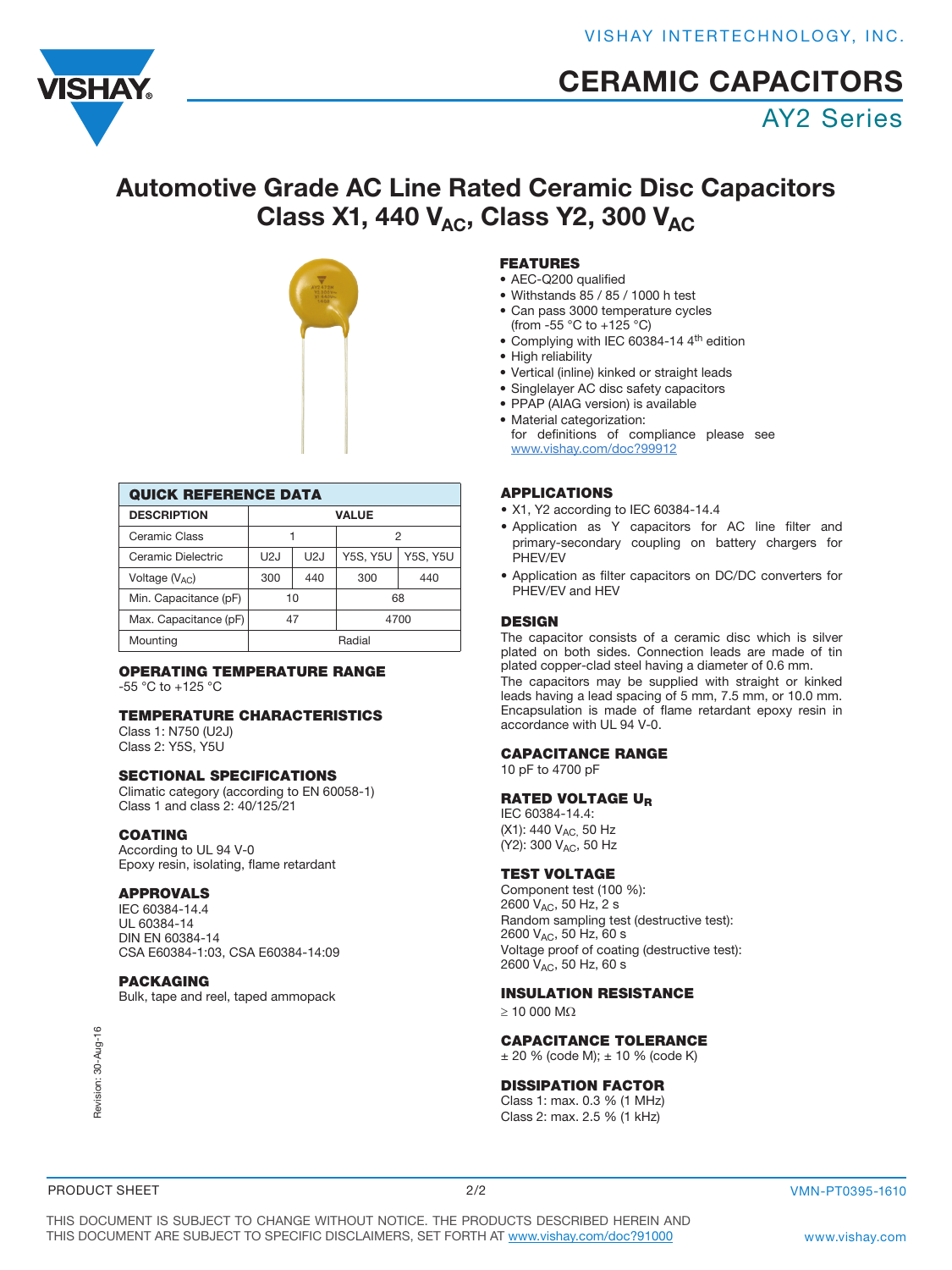# CERAMIC CAPACITORS

## AY2 Series

# Automotive Grade AC Line Rated Ceramic Disc Capacitors Class X1, 440 $V_{AC}$, Class Y2, 300 $V_{AC}$

| QUICK REFERENCE DATA | | | | |
|---|---|---|---|---|
| **DESCRIPTION** | **VALUE** | | | |
| Ceramic Class | 1 | | 2 | |
| Ceramic Dielectric | U2J | U2J | Y5S, Y5U | Y5S, Y5U |
| Voltage ($V_{AC}$) | 300 | 440 | 300 | 440 |
| Min. Capacitance (pF) | 10 | | 68 | |
| Max. Capacitance (pF) | 47 | | 4700 | |
| Mounting | Radial | | | |

### OPERATING TEMPERATURE RANGE

-55 °C to +125 °C

### TEMPERATURE CHARACTERISTICS

Class 1: N750 (U2J)
Class 2: Y5S, Y5U

### SECTIONAL SPECIFICATIONS

Climatic category (according to EN 60058-1)
Class 1 and class 2: 40/125/21

### COATING

According to UL 94 V-0
Epoxy resin, isolating, flame retardant

### APPROVALS

IEC 60384-14.4
UL 60384-14
DIN EN 60384-14
CSA E60384-1:03, CSA E60384-14:09

### PACKAGING

Bulk, tape and reel, taped ammopack

### FEATURES

- AEC-Q200 qualified
- Withstands 85 / 85 / 1000 h test
- Can pass 3000 temperature cycles (from -55 °C to +125 °C)
- Complying with IEC 60384-14 4th edition
- High reliability
- Vertical (inline) kinked or straight leads
- Singlelayer AC disc safety capacitors
- PPAP (AIAG version) is available
- Material categorization: for definitions of compliance please see www.vishay.com/doc?99912

### APPLICATIONS

- X1, Y2 according to IEC 60384-14.4
- Application as Y capacitors for AC line filter and primary-secondary coupling on battery chargers for PHEV/EV
- Application as filter capacitors on DC/DC converters for PHEV/EV and HEV

### DESIGN

The capacitor consists of a ceramic disc which is silver plated on both sides. Connection leads are made of tin plated copper-clad steel having a diameter of 0.6 mm.
The capacitors may be supplied with straight or kinked leads having a lead spacing of 5 mm, 7.5 mm, or 10.0 mm. Encapsulation is made of flame retardant epoxy resin in accordance with UL 94 V-0.

### CAPACITANCE RANGE

10 pF to 4700 pF

### RATED VOLTAGE $U_R$

IEC 60384-14.4:
(X1): 440 $V_{AC}$, 50 Hz
(Y2): 300 $V_{AC}$, 50 Hz

### TEST VOLTAGE

Component test (100 %):
2600 $V_{AC}$, 50 Hz, 2 s
Random sampling test (destructive test):
2600 $V_{AC}$, 50 Hz, 60 s
Voltage proof of coating (destructive test):
2600 $V_{AC}$, 50 Hz, 60 s

### INSULATION RESISTANCE

≥ 10 000 MΩ

### CAPACITANCE TOLERANCE

± 20 % (code M); ± 10 % (code K)

### DISSIPATION FACTOR

Class 1: max. 0.3 % (1 MHz)
Class 2: max. 2.5 % (1 kHz)

Revision: 30-Aug-16

PRODUCT SHEET — VMN-PT0395-1610

THIS DOCUMENT IS SUBJECT TO CHANGE WITHOUT NOTICE. THE PRODUCTS DESCRIBED HEREIN AND THIS DOCUMENT ARE SUBJECT TO SPECIFIC DISCLAIMERS, SET FORTH AT www.vishay.com/doc?91000